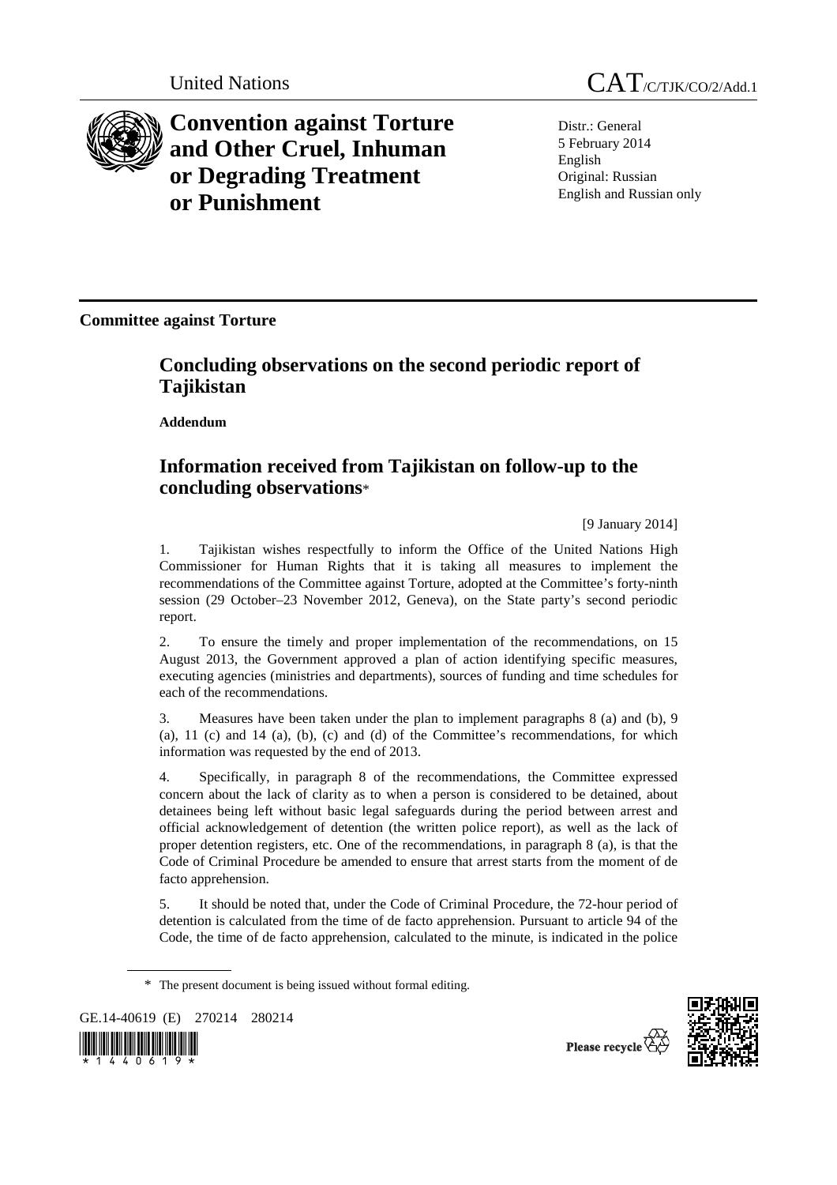United Nations CAT/C/TJK/CO/2/Add.1

# Convention against Torture and Other Cruel, Inhuman or Degrading Treatment or Punishment

Distr.: General
5 February 2014
English
Original: Russian
English and Russian only

**Committee against Torture**

## Concluding observations on the second periodic report of Tajikistan

**Addendum**

## Information received from Tajikistan on follow-up to the concluding observations*

[9 January 2014]

1. Tajikistan wishes respectfully to inform the Office of the United Nations High Commissioner for Human Rights that it is taking all measures to implement the recommendations of the Committee against Torture, adopted at the Committee's forty-ninth session (29 October–23 November 2012, Geneva), on the State party's second periodic report.

2. To ensure the timely and proper implementation of the recommendations, on 15 August 2013, the Government approved a plan of action identifying specific measures, executing agencies (ministries and departments), sources of funding and time schedules for each of the recommendations.

3. Measures have been taken under the plan to implement paragraphs 8 (a) and (b), 9 (a), 11 (c) and 14 (a), (b), (c) and (d) of the Committee's recommendations, for which information was requested by the end of 2013.

4. Specifically, in paragraph 8 of the recommendations, the Committee expressed concern about the lack of clarity as to when a person is considered to be detained, about detainees being left without basic legal safeguards during the period between arrest and official acknowledgement of detention (the written police report), as well as the lack of proper detention registers, etc. One of the recommendations, in paragraph 8 (a), is that the Code of Criminal Procedure be amended to ensure that arrest starts from the moment of de facto apprehension.

5. It should be noted that, under the Code of Criminal Procedure, the 72-hour period of detention is calculated from the time of de facto apprehension. Pursuant to article 94 of the Code, the time of de facto apprehension, calculated to the minute, is indicated in the police

\* The present document is being issued without formal editing.

GE.14-40619 (E) 270214 280214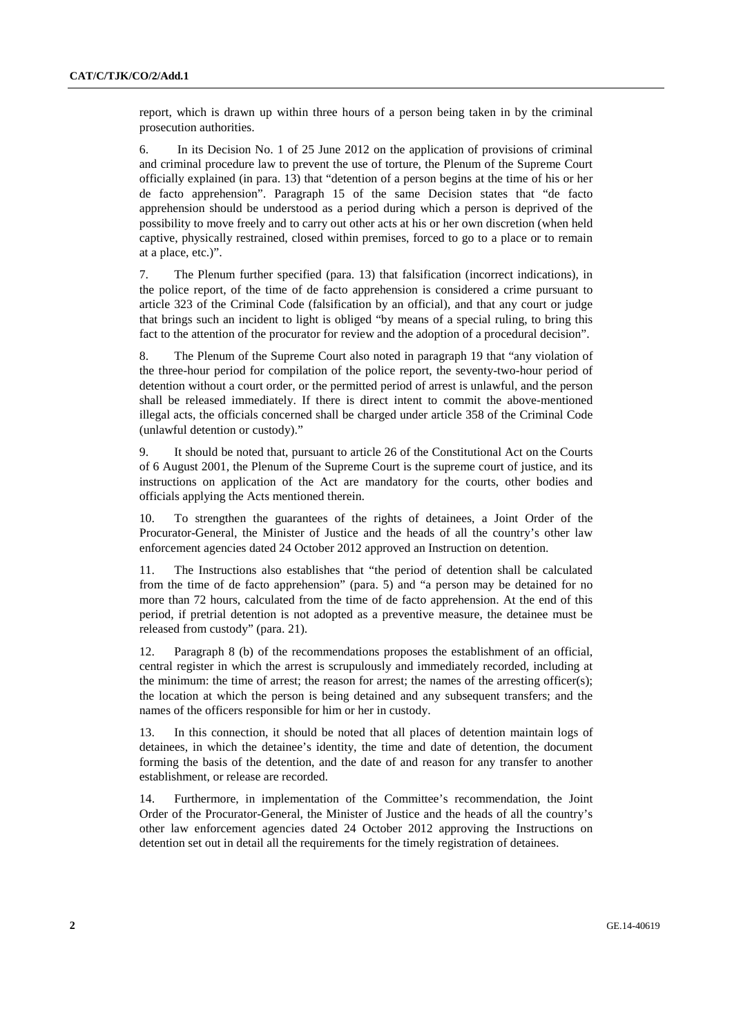report, which is drawn up within three hours of a person being taken in by the criminal prosecution authorities.

6. In its Decision No. 1 of 25 June 2012 on the application of provisions of criminal and criminal procedure law to prevent the use of torture, the Plenum of the Supreme Court officially explained (in para. 13) that "detention of a person begins at the time of his or her de facto apprehension". Paragraph 15 of the same Decision states that "de facto apprehension should be understood as a period during which a person is deprived of the possibility to move freely and to carry out other acts at his or her own discretion (when held captive, physically restrained, closed within premises, forced to go to a place or to remain at a place, etc.)".

7. The Plenum further specified (para. 13) that falsification (incorrect indications), in the police report, of the time of de facto apprehension is considered a crime pursuant to article 323 of the Criminal Code (falsification by an official), and that any court or judge that brings such an incident to light is obliged "by means of a special ruling, to bring this fact to the attention of the procurator for review and the adoption of a procedural decision".

8. The Plenum of the Supreme Court also noted in paragraph 19 that "any violation of the three-hour period for compilation of the police report, the seventy-two-hour period of detention without a court order, or the permitted period of arrest is unlawful, and the person shall be released immediately. If there is direct intent to commit the above-mentioned illegal acts, the officials concerned shall be charged under article 358 of the Criminal Code (unlawful detention or custody)."

9. It should be noted that, pursuant to article 26 of the Constitutional Act on the Courts of 6 August 2001, the Plenum of the Supreme Court is the supreme court of justice, and its instructions on application of the Act are mandatory for the courts, other bodies and officials applying the Acts mentioned therein.

10. To strengthen the guarantees of the rights of detainees, a Joint Order of the Procurator-General, the Minister of Justice and the heads of all the country's other law enforcement agencies dated 24 October 2012 approved an Instruction on detention.

11. The Instructions also establishes that "the period of detention shall be calculated from the time of de facto apprehension" (para. 5) and "a person may be detained for no more than 72 hours, calculated from the time of de facto apprehension. At the end of this period, if pretrial detention is not adopted as a preventive measure, the detainee must be released from custody" (para. 21).

12. Paragraph 8 (b) of the recommendations proposes the establishment of an official, central register in which the arrest is scrupulously and immediately recorded, including at the minimum: the time of arrest; the reason for arrest; the names of the arresting officer(s); the location at which the person is being detained and any subsequent transfers; and the names of the officers responsible for him or her in custody.

13. In this connection, it should be noted that all places of detention maintain logs of detainees, in which the detainee's identity, the time and date of detention, the document forming the basis of the detention, and the date of and reason for any transfer to another establishment, or release are recorded.

14. Furthermore, in implementation of the Committee's recommendation, the Joint Order of the Procurator-General, the Minister of Justice and the heads of all the country's other law enforcement agencies dated 24 October 2012 approving the Instructions on detention set out in detail all the requirements for the timely registration of detainees.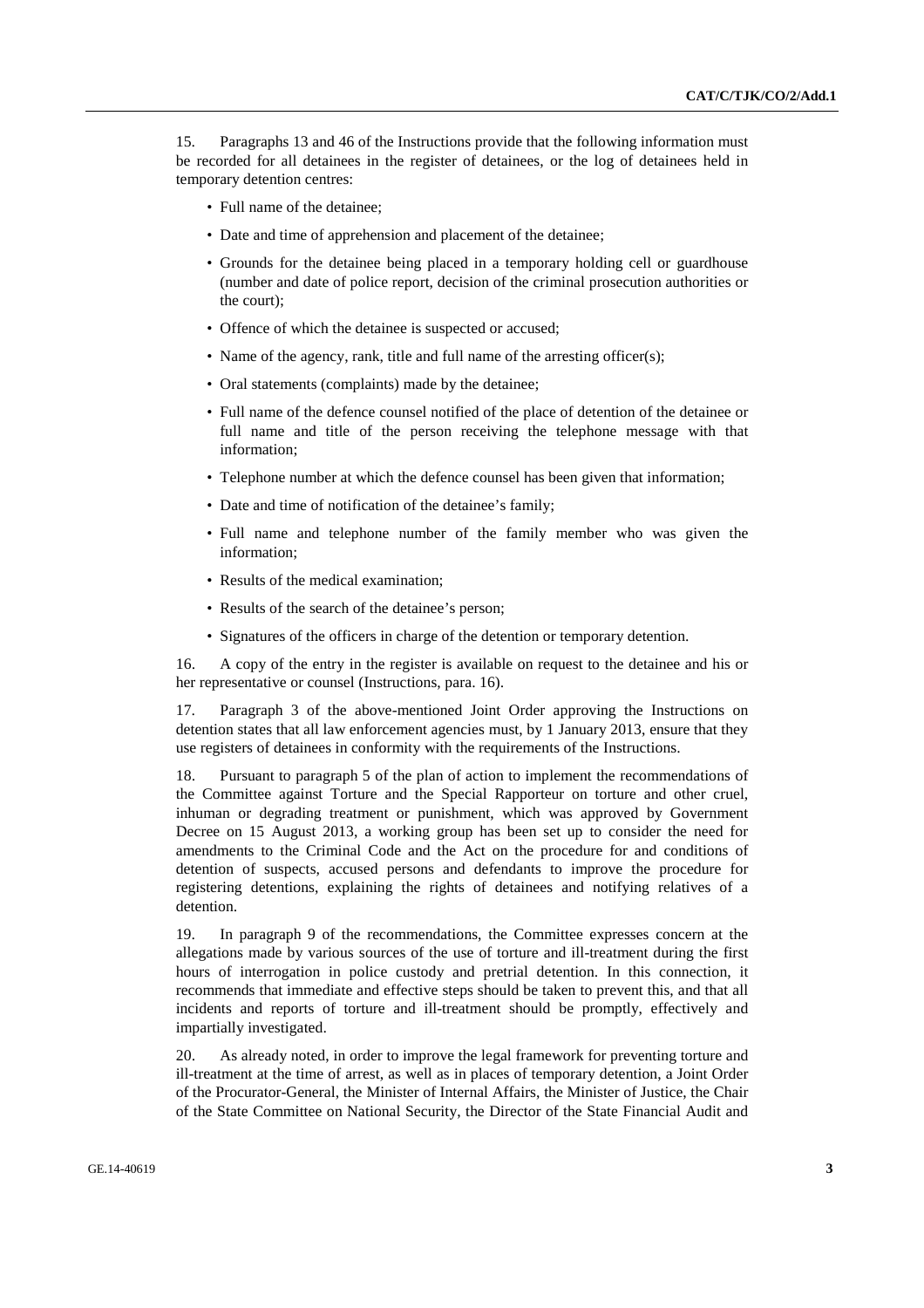15. Paragraphs 13 and 46 of the Instructions provide that the following information must be recorded for all detainees in the register of detainees, or the log of detainees held in temporary detention centres:

- Full name of the detainee;
- Date and time of apprehension and placement of the detainee;
- Grounds for the detainee being placed in a temporary holding cell or guardhouse (number and date of police report, decision of the criminal prosecution authorities or the court);
- Offence of which the detainee is suspected or accused;
- Name of the agency, rank, title and full name of the arresting officer(s);
- Oral statements (complaints) made by the detainee;
- Full name of the defence counsel notified of the place of detention of the detainee or full name and title of the person receiving the telephone message with that information;
- Telephone number at which the defence counsel has been given that information;
- Date and time of notification of the detainee's family;
- Full name and telephone number of the family member who was given the information;
- Results of the medical examination;
- Results of the search of the detainee's person;
- Signatures of the officers in charge of the detention or temporary detention.

16. A copy of the entry in the register is available on request to the detainee and his or her representative or counsel (Instructions, para. 16).

17. Paragraph 3 of the above-mentioned Joint Order approving the Instructions on detention states that all law enforcement agencies must, by 1 January 2013, ensure that they use registers of detainees in conformity with the requirements of the Instructions.

18. Pursuant to paragraph 5 of the plan of action to implement the recommendations of the Committee against Torture and the Special Rapporteur on torture and other cruel, inhuman or degrading treatment or punishment, which was approved by Government Decree on 15 August 2013, a working group has been set up to consider the need for amendments to the Criminal Code and the Act on the procedure for and conditions of detention of suspects, accused persons and defendants to improve the procedure for registering detentions, explaining the rights of detainees and notifying relatives of a detention.

19. In paragraph 9 of the recommendations, the Committee expresses concern at the allegations made by various sources of the use of torture and ill-treatment during the first hours of interrogation in police custody and pretrial detention. In this connection, it recommends that immediate and effective steps should be taken to prevent this, and that all incidents and reports of torture and ill-treatment should be promptly, effectively and impartially investigated.

20. As already noted, in order to improve the legal framework for preventing torture and ill-treatment at the time of arrest, as well as in places of temporary detention, a Joint Order of the Procurator-General, the Minister of Internal Affairs, the Minister of Justice, the Chair of the State Committee on National Security, the Director of the State Financial Audit and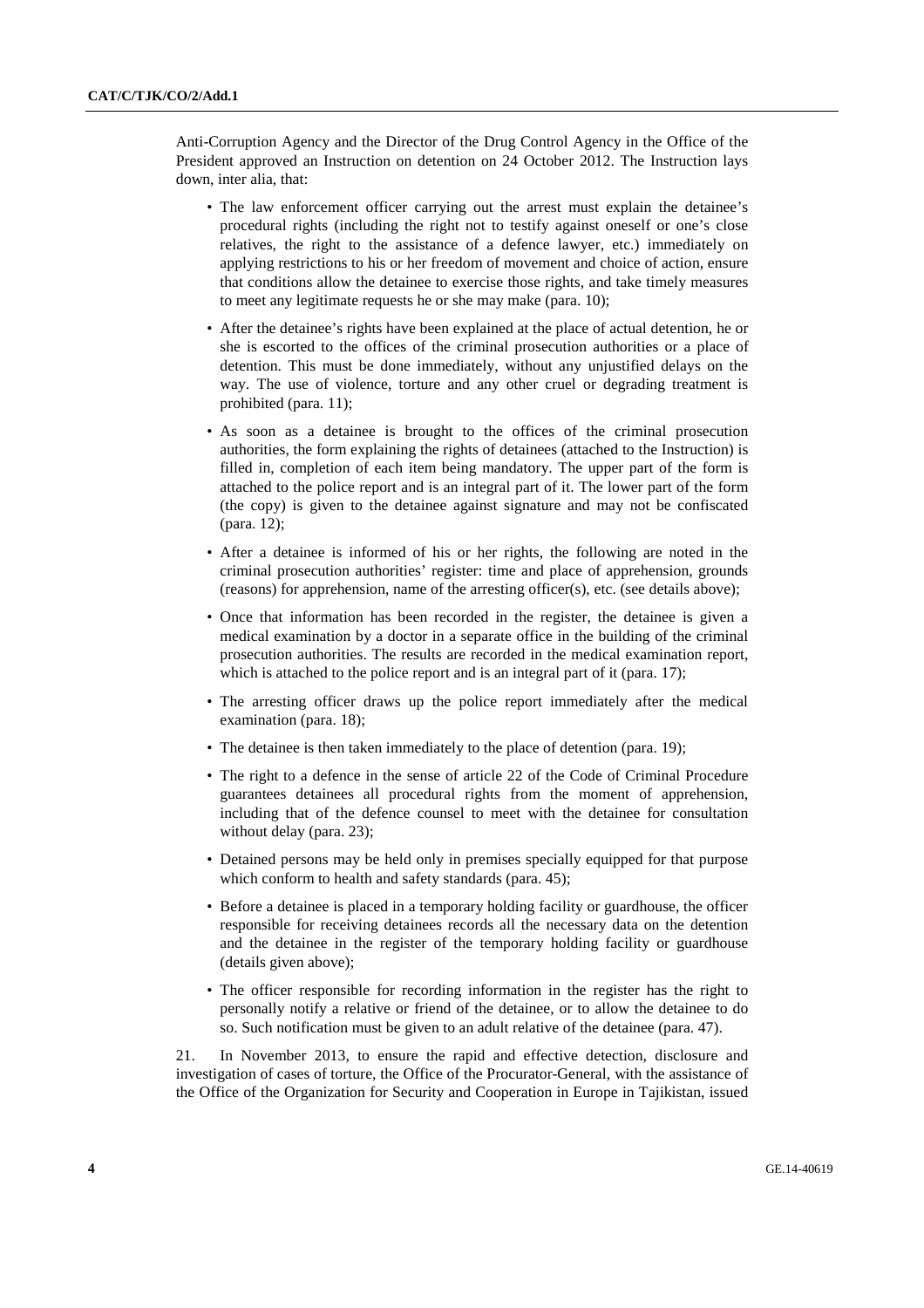Anti-Corruption Agency and the Director of the Drug Control Agency in the Office of the President approved an Instruction on detention on 24 October 2012. The Instruction lays down, inter alia, that:

- The law enforcement officer carrying out the arrest must explain the detainee's procedural rights (including the right not to testify against oneself or one's close relatives, the right to the assistance of a defence lawyer, etc.) immediately on applying restrictions to his or her freedom of movement and choice of action, ensure that conditions allow the detainee to exercise those rights, and take timely measures to meet any legitimate requests he or she may make (para. 10);

- After the detainee's rights have been explained at the place of actual detention, he or she is escorted to the offices of the criminal prosecution authorities or a place of detention. This must be done immediately, without any unjustified delays on the way. The use of violence, torture and any other cruel or degrading treatment is prohibited (para. 11);

- As soon as a detainee is brought to the offices of the criminal prosecution authorities, the form explaining the rights of detainees (attached to the Instruction) is filled in, completion of each item being mandatory. The upper part of the form is attached to the police report and is an integral part of it. The lower part of the form (the copy) is given to the detainee against signature and may not be confiscated (para. 12);

- After a detainee is informed of his or her rights, the following are noted in the criminal prosecution authorities' register: time and place of apprehension, grounds (reasons) for apprehension, name of the arresting officer(s), etc. (see details above);

- Once that information has been recorded in the register, the detainee is given a medical examination by a doctor in a separate office in the building of the criminal prosecution authorities. The results are recorded in the medical examination report, which is attached to the police report and is an integral part of it (para. 17);

- The arresting officer draws up the police report immediately after the medical examination (para. 18);

- The detainee is then taken immediately to the place of detention (para. 19);

- The right to a defence in the sense of article 22 of the Code of Criminal Procedure guarantees detainees all procedural rights from the moment of apprehension, including that of the defence counsel to meet with the detainee for consultation without delay (para. 23);

- Detained persons may be held only in premises specially equipped for that purpose which conform to health and safety standards (para. 45);

- Before a detainee is placed in a temporary holding facility or guardhouse, the officer responsible for receiving detainees records all the necessary data on the detention and the detainee in the register of the temporary holding facility or guardhouse (details given above);

- The officer responsible for recording information in the register has the right to personally notify a relative or friend of the detainee, or to allow the detainee to do so. Such notification must be given to an adult relative of the detainee (para. 47).

21. In November 2013, to ensure the rapid and effective detection, disclosure and investigation of cases of torture, the Office of the Procurator-General, with the assistance of the Office of the Organization for Security and Cooperation in Europe in Tajikistan, issued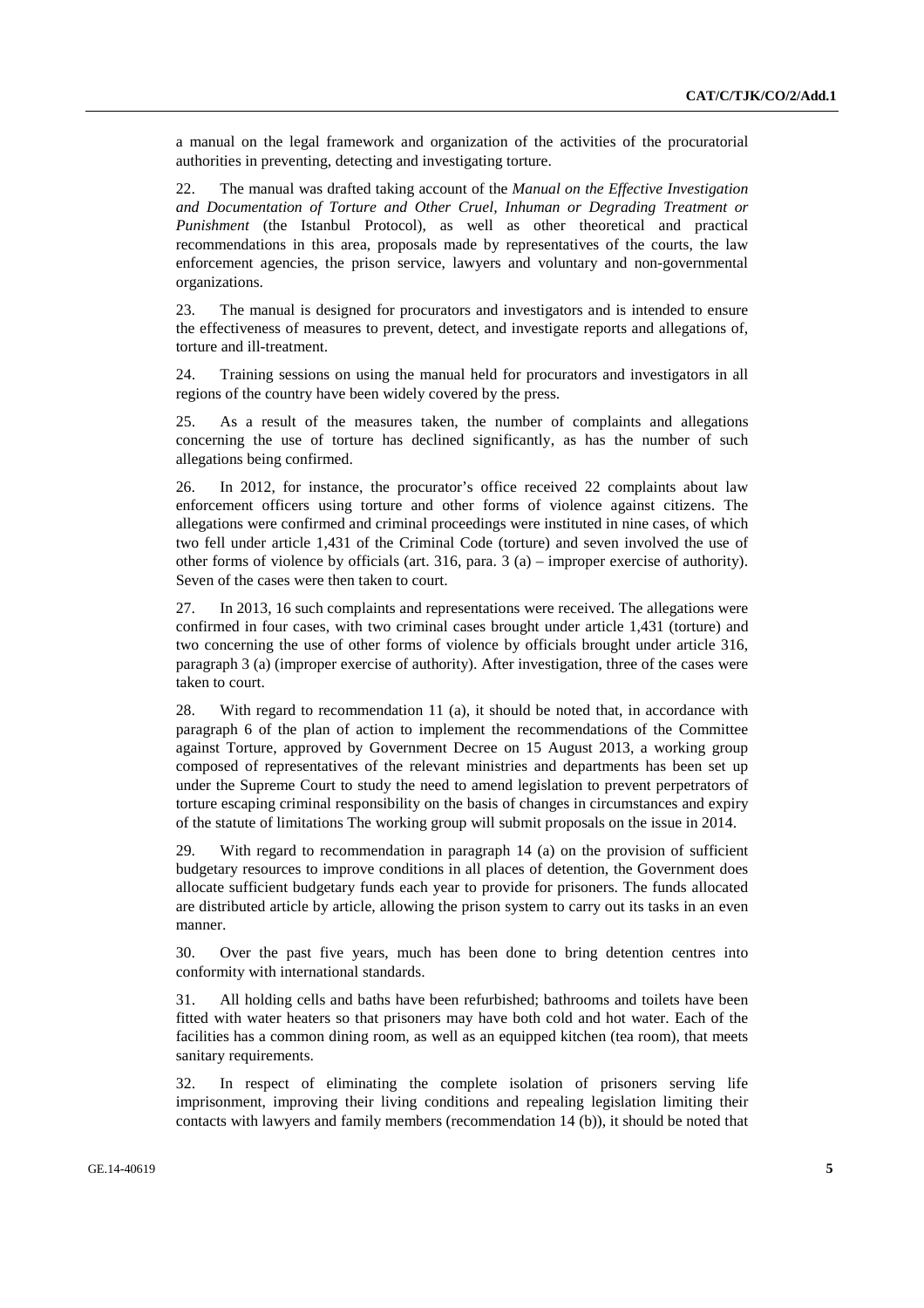a manual on the legal framework and organization of the activities of the procuratorial authorities in preventing, detecting and investigating torture.

22. The manual was drafted taking account of the *Manual on the Effective Investigation and Documentation of Torture and Other Cruel, Inhuman or Degrading Treatment or Punishment* (the Istanbul Protocol), as well as other theoretical and practical recommendations in this area, proposals made by representatives of the courts, the law enforcement agencies, the prison service, lawyers and voluntary and non-governmental organizations.

23. The manual is designed for procurators and investigators and is intended to ensure the effectiveness of measures to prevent, detect, and investigate reports and allegations of, torture and ill-treatment.

24. Training sessions on using the manual held for procurators and investigators in all regions of the country have been widely covered by the press.

25. As a result of the measures taken, the number of complaints and allegations concerning the use of torture has declined significantly, as has the number of such allegations being confirmed.

26. In 2012, for instance, the procurator's office received 22 complaints about law enforcement officers using torture and other forms of violence against citizens. The allegations were confirmed and criminal proceedings were instituted in nine cases, of which two fell under article 1,431 of the Criminal Code (torture) and seven involved the use of other forms of violence by officials (art. 316, para. 3 (a) – improper exercise of authority). Seven of the cases were then taken to court.

27. In 2013, 16 such complaints and representations were received. The allegations were confirmed in four cases, with two criminal cases brought under article 1,431 (torture) and two concerning the use of other forms of violence by officials brought under article 316, paragraph 3 (a) (improper exercise of authority). After investigation, three of the cases were taken to court.

28. With regard to recommendation 11 (a), it should be noted that, in accordance with paragraph 6 of the plan of action to implement the recommendations of the Committee against Torture, approved by Government Decree on 15 August 2013, a working group composed of representatives of the relevant ministries and departments has been set up under the Supreme Court to study the need to amend legislation to prevent perpetrators of torture escaping criminal responsibility on the basis of changes in circumstances and expiry of the statute of limitations The working group will submit proposals on the issue in 2014.

29. With regard to recommendation in paragraph 14 (a) on the provision of sufficient budgetary resources to improve conditions in all places of detention, the Government does allocate sufficient budgetary funds each year to provide for prisoners. The funds allocated are distributed article by article, allowing the prison system to carry out its tasks in an even manner.

30. Over the past five years, much has been done to bring detention centres into conformity with international standards.

31. All holding cells and baths have been refurbished; bathrooms and toilets have been fitted with water heaters so that prisoners may have both cold and hot water. Each of the facilities has a common dining room, as well as an equipped kitchen (tea room), that meets sanitary requirements.

32. In respect of eliminating the complete isolation of prisoners serving life imprisonment, improving their living conditions and repealing legislation limiting their contacts with lawyers and family members (recommendation 14 (b)), it should be noted that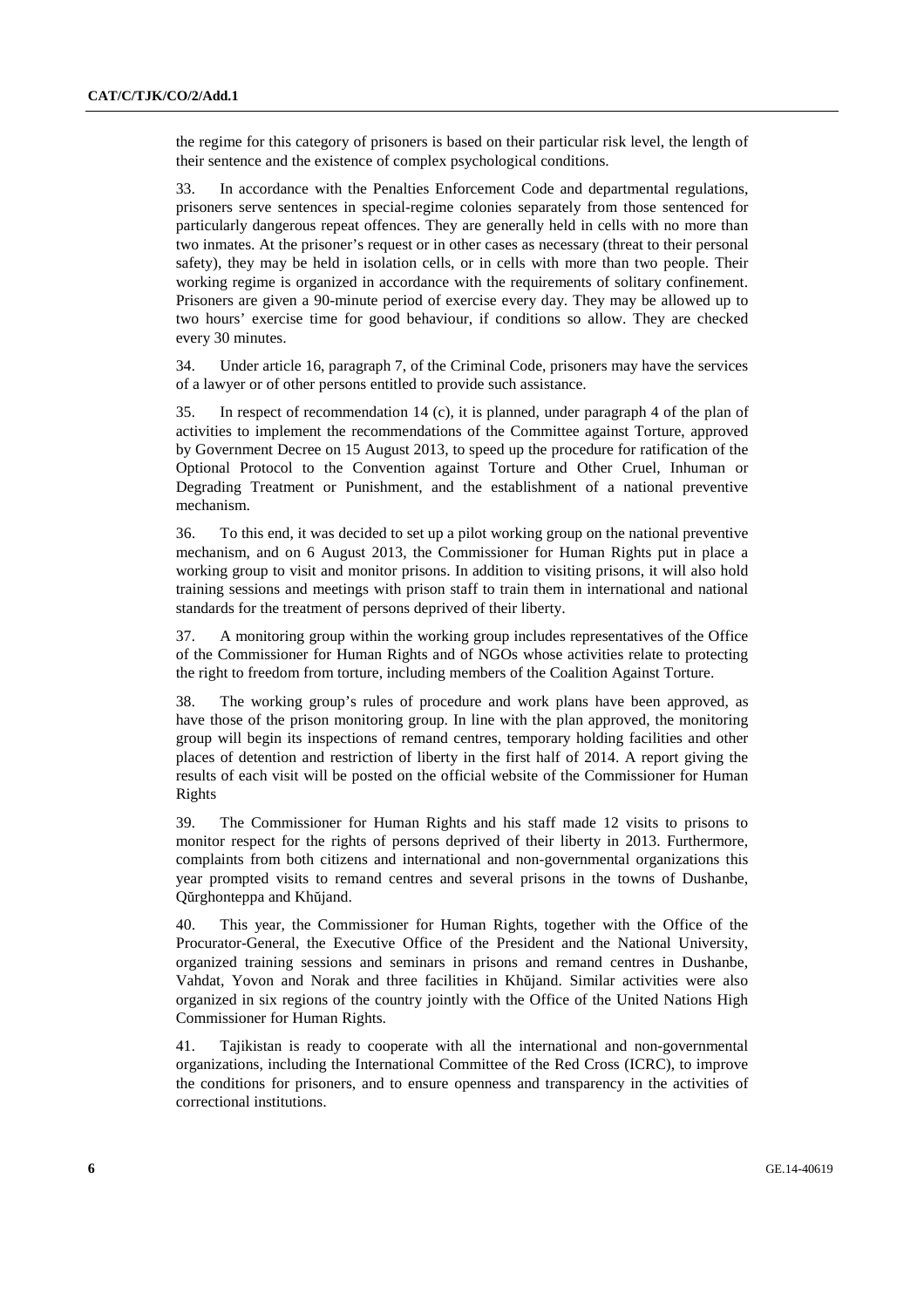the regime for this category of prisoners is based on their particular risk level, the length of their sentence and the existence of complex psychological conditions.

33. In accordance with the Penalties Enforcement Code and departmental regulations, prisoners serve sentences in special-regime colonies separately from those sentenced for particularly dangerous repeat offences. They are generally held in cells with no more than two inmates. At the prisoner's request or in other cases as necessary (threat to their personal safety), they may be held in isolation cells, or in cells with more than two people. Their working regime is organized in accordance with the requirements of solitary confinement. Prisoners are given a 90-minute period of exercise every day. They may be allowed up to two hours' exercise time for good behaviour, if conditions so allow. They are checked every 30 minutes.

34. Under article 16, paragraph 7, of the Criminal Code, prisoners may have the services of a lawyer or of other persons entitled to provide such assistance.

35. In respect of recommendation 14 (c), it is planned, under paragraph 4 of the plan of activities to implement the recommendations of the Committee against Torture, approved by Government Decree on 15 August 2013, to speed up the procedure for ratification of the Optional Protocol to the Convention against Torture and Other Cruel, Inhuman or Degrading Treatment or Punishment, and the establishment of a national preventive mechanism.

36. To this end, it was decided to set up a pilot working group on the national preventive mechanism, and on 6 August 2013, the Commissioner for Human Rights put in place a working group to visit and monitor prisons. In addition to visiting prisons, it will also hold training sessions and meetings with prison staff to train them in international and national standards for the treatment of persons deprived of their liberty.

37. A monitoring group within the working group includes representatives of the Office of the Commissioner for Human Rights and of NGOs whose activities relate to protecting the right to freedom from torture, including members of the Coalition Against Torture.

38. The working group's rules of procedure and work plans have been approved, as have those of the prison monitoring group. In line with the plan approved, the monitoring group will begin its inspections of remand centres, temporary holding facilities and other places of detention and restriction of liberty in the first half of 2014. A report giving the results of each visit will be posted on the official website of the Commissioner for Human Rights

39. The Commissioner for Human Rights and his staff made 12 visits to prisons to monitor respect for the rights of persons deprived of their liberty in 2013. Furthermore, complaints from both citizens and international and non-governmental organizations this year prompted visits to remand centres and several prisons in the towns of Dushanbe, Qŭrghonteppa and Khŭjand.

40. This year, the Commissioner for Human Rights, together with the Office of the Procurator-General, the Executive Office of the President and the National University, organized training sessions and seminars in prisons and remand centres in Dushanbe, Vahdat, Yovon and Norak and three facilities in Khŭjand. Similar activities were also organized in six regions of the country jointly with the Office of the United Nations High Commissioner for Human Rights.

41. Tajikistan is ready to cooperate with all the international and non-governmental organizations, including the International Committee of the Red Cross (ICRC), to improve the conditions for prisoners, and to ensure openness and transparency in the activities of correctional institutions.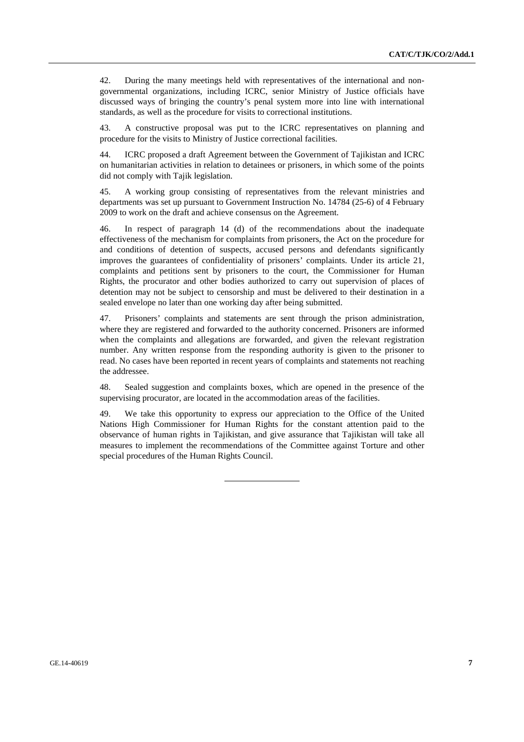42. During the many meetings held with representatives of the international and non-governmental organizations, including ICRC, senior Ministry of Justice officials have discussed ways of bringing the country's penal system more into line with international standards, as well as the procedure for visits to correctional institutions.

43. A constructive proposal was put to the ICRC representatives on planning and procedure for the visits to Ministry of Justice correctional facilities.

44. ICRC proposed a draft Agreement between the Government of Tajikistan and ICRC on humanitarian activities in relation to detainees or prisoners, in which some of the points did not comply with Tajik legislation.

45. A working group consisting of representatives from the relevant ministries and departments was set up pursuant to Government Instruction No. 14784 (25-6) of 4 February 2009 to work on the draft and achieve consensus on the Agreement.

46. In respect of paragraph 14 (d) of the recommendations about the inadequate effectiveness of the mechanism for complaints from prisoners, the Act on the procedure for and conditions of detention of suspects, accused persons and defendants significantly improves the guarantees of confidentiality of prisoners' complaints. Under its article 21, complaints and petitions sent by prisoners to the court, the Commissioner for Human Rights, the procurator and other bodies authorized to carry out supervision of places of detention may not be subject to censorship and must be delivered to their destination in a sealed envelope no later than one working day after being submitted.

47. Prisoners' complaints and statements are sent through the prison administration, where they are registered and forwarded to the authority concerned. Prisoners are informed when the complaints and allegations are forwarded, and given the relevant registration number. Any written response from the responding authority is given to the prisoner to read. No cases have been reported in recent years of complaints and statements not reaching the addressee.

48. Sealed suggestion and complaints boxes, which are opened in the presence of the supervising procurator, are located in the accommodation areas of the facilities.

49. We take this opportunity to express our appreciation to the Office of the United Nations High Commissioner for Human Rights for the constant attention paid to the observance of human rights in Tajikistan, and give assurance that Tajikistan will take all measures to implement the recommendations of the Committee against Torture and other special procedures of the Human Rights Council.